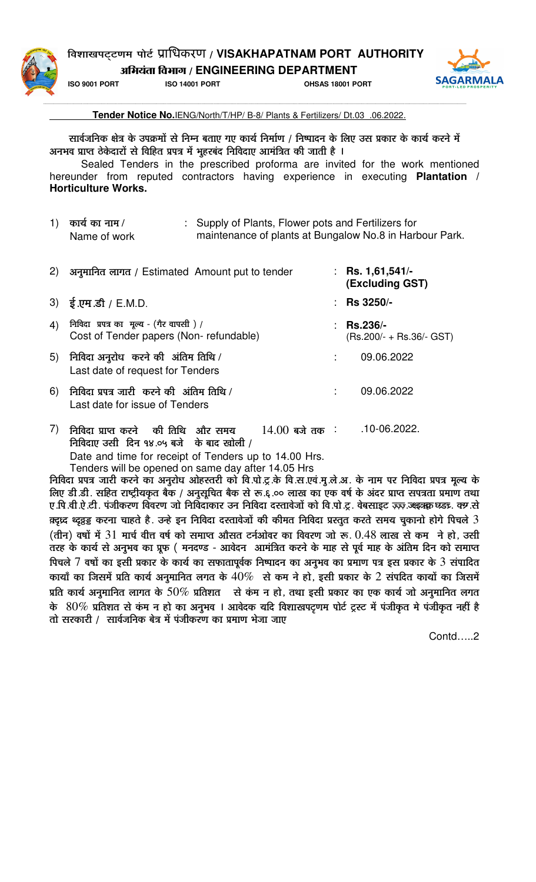# विशाखपट्टणम पोर्ट प्राधिकरण / VISAKHAPATNAM PORT AUTHORITY

## अभियंता विभाग / ENGINEERING DEPARTMENT

**ISO 9001 PORT** **ISO 14001 PORT** **OHSAS 18001 PORT**

**Tender Notice No.**IENG/North/T/HP/ B-8/ Plants & Fertilizers/ Dt.03 .06.2022.

सार्वजनिक क्षेत्र के उपक्रमों से निम्न बताए गए कार्य निर्माण / निष्पादन के लिए उस प्रकार के कार्य करने में अनभव प्राप्त ठेकेदारों से विहित प्रपत्र में भुहरबंद निविदाए आमंत्रित की जाती है ।

Sealed Tenders in the prescribed proforma are invited for the work mentioned hereunder from reputed contractors having experience in executing **Plantation** / **Horticulture Works.**

1) कार्य का नाम / Name of work : Supply of Plants, Flower pots and Fertilizers for maintenance of plants at Bungalow No.8 in Harbour Park.

2) अनुमानित लागत / Estimated Amount put to tender : **Rs. 1,61,541/- (Excluding GST)**

3) ई.एम.डी / E.M.D. : **Rs 3250/-**

4) निविदा प्रपत्र का मूल्य - (गैर वापसी ) / Cost of Tender papers (Non- refundable) : **Rs.236/-** (Rs.200/- + Rs.36/- GST)

5) निविदा अनुरोध करने की अंतिम तिथि / Last date of request for Tenders : 09.06.2022

6) निविदा प्रपत्र जारी करने की अंतिम तिथि / Last date for issue of Tenders : 09.06.2022

7) निविदा प्राप्त करने की तिथि और समय 14.00 बजे तक निविदाए उसी दिन १४.०५ बजे के बाद खोली / Date and time for receipt of Tenders up to 14.00 Hrs. Tenders will be opened on same day after 14.05 Hrs : .10-06.2022.

निविदा प्रपत्र जारी करने का अनुरोध ओहस्तरी को वि.पो.ट्र.के वि.स.एवं.मु.ले.अ. के नाम पर निविदा प्रपत्र मूल्य के लिए डी.डी. सहित राष्ट्रीयकृत बैक / अनुसूचित बैक से रू.६.०० लाख का एक वर्ष के अंदर प्राप्त सपत्रता प्रमाण तथा ए.पि.वी.ऐ.टी. पंजीकरण विवरण जो निविदाकार उन निविदा दस्तावेजों को वि.पो.ट्र. वेबसाइट ररर.ज्ञ्ज्ञ्क्ष घ्ड्ड. क्ष्र.से ह्नदृध्द थ्दृठ्ठड्ड करना चाहते है. उन्हे इन निविदा दस्तावेजों की कीमत निविदा प्रस्तुत करते समय चुकानो होगे पिचले 3 (तीन) वर्षो में 31 मार्च वीत्त वर्ष को समाप्त औसत टर्नओवर का विवरण जो रू. 0.48 लाख से कम ने हो, उसी तरह के कार्य से अनुभव का प्रूफ ( मनदण्ड - आवेदन आमंत्रित करने के माह से पूर्व माह के अंतिम दिन को समाप्त पिचले 7 वर्षो का इसी प्रकार के कार्य का सफातापूर्वक निष्पादन का अनुभव का प्रमाण पत्र इस प्रकार के 3 संपादित कार्यों का जिसमें प्रति कार्य अनुमानित लगत के 40% से कम ने हो, इसी प्रकार के 2 संपदित कार्यो का जिसमें प्रति कार्य अनुमानित लागत के 50% प्रतिशत से कंम न हो, तथा इसी प्रकार का एक कार्य जो अनुमानित लगत के 80% प्रतिशत से कंम न हो का अनुभव । आवेदक यदि विशाखपट्णम पोर्ट ट्रस्ट में पंजीकृत मे पंजीकृत नहीं है तो सरकारी / सार्वजनिक बेत्र में पंजीकरण का प्रमाण भेजा जाए

Contd…..2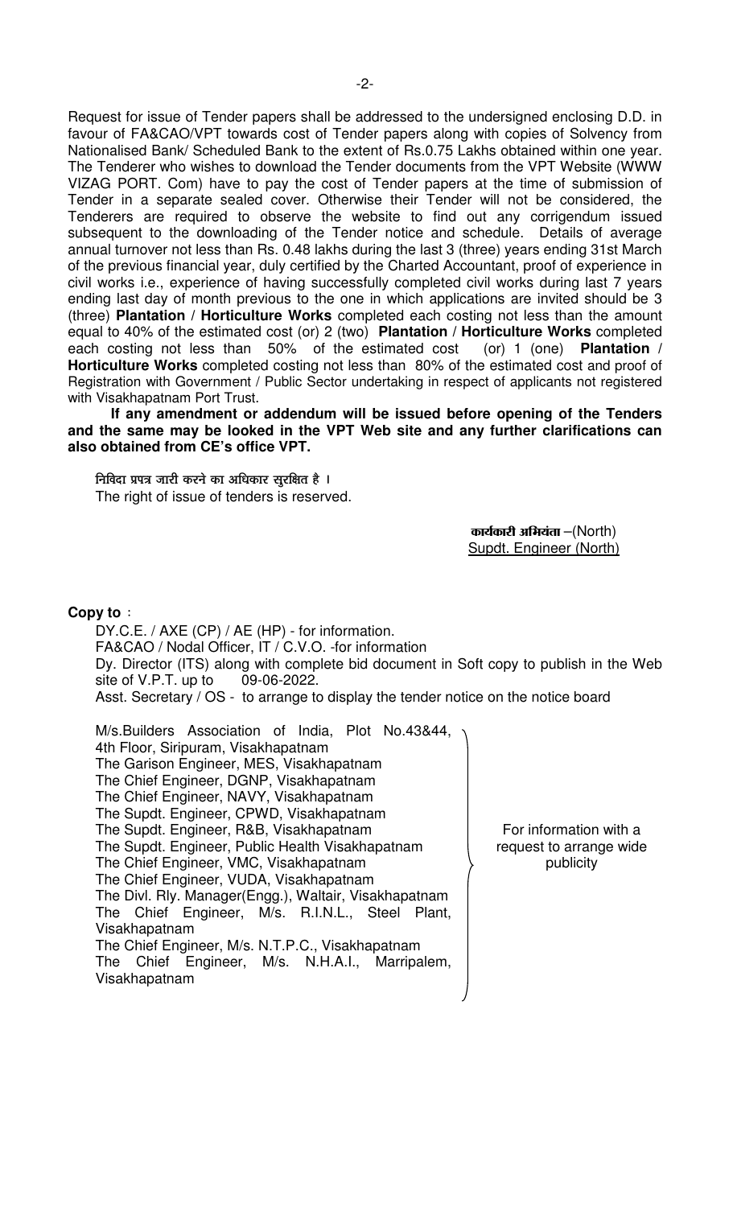Request for issue of Tender papers shall be addressed to the undersigned enclosing D.D. in favour of FA&CAO/VPT towards cost of Tender papers along with copies of Solvency from Nationalised Bank/ Scheduled Bank to the extent of Rs.0.75 Lakhs obtained within one year. The Tenderer who wishes to download the Tender documents from the VPT Website (WWW VIZAG PORT. Com) have to pay the cost of Tender papers at the time of submission of Tender in a separate sealed cover. Otherwise their Tender will not be considered, the Tenderers are required to observe the website to find out any corrigendum issued subsequent to the downloading of the Tender notice and schedule. Details of average annual turnover not less than Rs. 0.48 lakhs during the last 3 (three) years ending 31st March of the previous financial year, duly certified by the Charted Accountant, proof of experience in civil works i.e., experience of having successfully completed civil works during last 7 years ending last day of month previous to the one in which applications are invited should be 3 (three) **Plantation / Horticulture Works** completed each costing not less than the amount equal to 40% of the estimated cost (or) 2 (two) **Plantation / Horticulture Works** completed each costing not less than 50% of the estimated cost (or) 1 (one) **Plantation / Horticulture Works** completed costing not less than 80% of the estimated cost and proof of Registration with Government / Public Sector undertaking in respect of applicants not registered with Visakhapatnam Port Trust.

**If any amendment or addendum will be issued before opening of the Tenders and the same may be looked in the VPT Web site and any further clarifications can also obtained from CE's office VPT.**

निविदा प्रपत्र जारी करने का अधिकार सुरक्षित है ।
The right of issue of tenders is reserved.

**कार्यकारी अभियंता** –(North)
Supdt. Engineer (North)

**Copy to** :

DY.C.E. / AXE (CP) / AE (HP) - for information.
FA&CAO / Nodal Officer, IT / C.V.O. -for information
Dy. Director (ITS) along with complete bid document in Soft copy to publish in the Web site of V.P.T. up to 09-06-2022.
Asst. Secretary / OS - to arrange to display the tender notice on the notice board

M/s.Builders Association of India, Plot No.43&44, 4th Floor, Siripuram, Visakhapatnam
The Garison Engineer, MES, Visakhapatnam
The Chief Engineer, DGNP, Visakhapatnam
The Chief Engineer, NAVY, Visakhapatnam
The Supdt. Engineer, CPWD, Visakhapatnam
The Supdt. Engineer, R&B, Visakhapatnam
The Supdt. Engineer, Public Health Visakhapatnam
The Chief Engineer, VMC, Visakhapatnam
The Chief Engineer, VUDA, Visakhapatnam
The Divl. Rly. Manager(Engg.), Waltair, Visakhapatnam
The Chief Engineer, M/s. R.I.N.L., Steel Plant, Visakhapatnam
The Chief Engineer, M/s. N.T.P.C., Visakhapatnam
The Chief Engineer, M/s. N.H.A.I., Marripalem, Visakhapatnam

} For information with a request to arrange wide publicity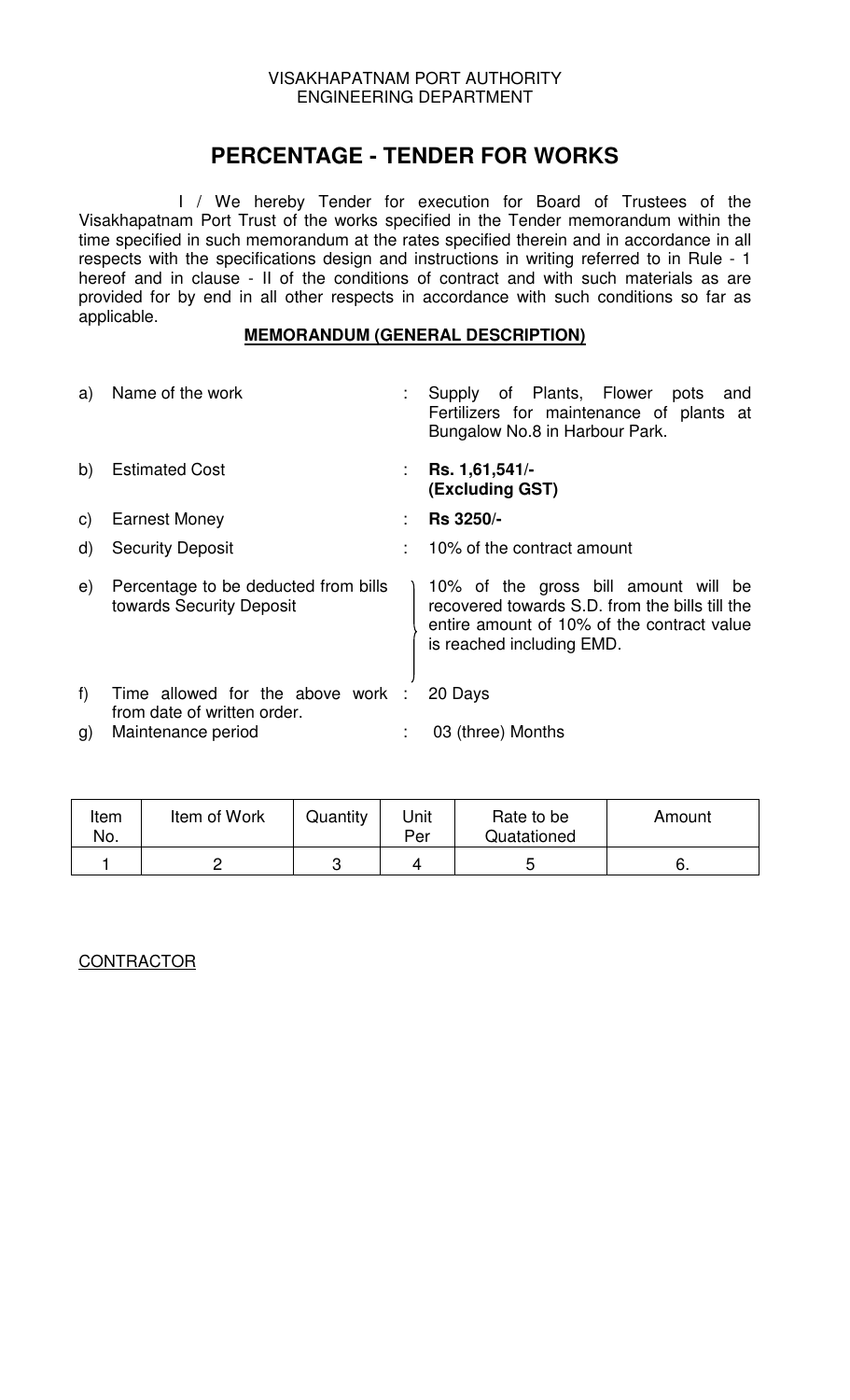VISAKHAPATNAM PORT AUTHORITY
ENGINEERING DEPARTMENT

# PERCENTAGE - TENDER FOR WORKS

I / We hereby Tender for execution for Board of Trustees of the Visakhapatnam Port Trust of the works specified in the Tender memorandum within the time specified in such memorandum at the rates specified therein and in accordance in all respects with the specifications design and instructions in writing referred to in Rule - 1 hereof and in clause - II of the conditions of contract and with such materials as are provided for by end in all other respects in accordance with such conditions so far as applicable.

**MEMORANDUM (GENERAL DESCRIPTION)**

a) Name of the work : Supply of Plants, Flower pots and Fertilizers for maintenance of plants at Bungalow No.8 in Harbour Park.

b) Estimated Cost : **Rs. 1,61,541/- (Excluding GST)**

c) Earnest Money : **Rs 3250/-**

d) Security Deposit : 10% of the contract amount

e) Percentage to be deducted from bills towards Security Deposit : 10% of the gross bill amount will be recovered towards S.D. from the bills till the entire amount of 10% of the contract value is reached including EMD.

f) Time allowed for the above work from date of written order. : 20 Days

g) Maintenance period : 03 (three) Months

| Item No. | Item of Work | Quantity | Unit Per | Rate to be Quatationed | Amount |
|---|---|---|---|---|---|
| 1 | 2 | 3 | 4 | 5 | 6. |

CONTRACTOR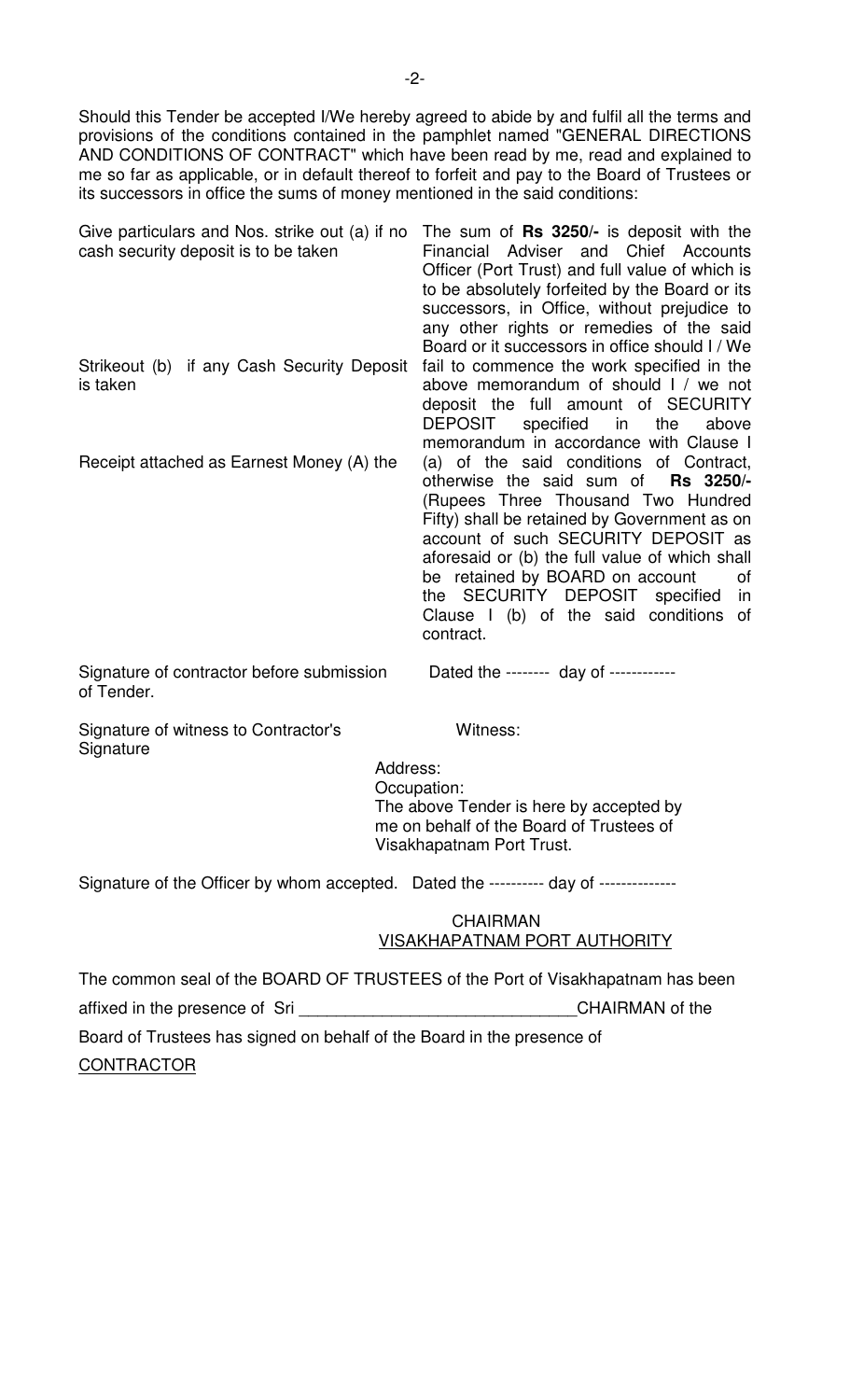Should this Tender be accepted I/We hereby agreed to abide by and fulfil all the terms and provisions of the conditions contained in the pamphlet named "GENERAL DIRECTIONS AND CONDITIONS OF CONTRACT" which have been read by me, read and explained to me so far as applicable, or in default thereof to forfeit and pay to the Board of Trustees or its successors in office the sums of money mentioned in the said conditions:

| | |
|---|---|
| Give particulars and Nos. strike out (a) if no cash security deposit is to be taken<br><br>Strikeout (b) if any Cash Security Deposit is taken<br><br>Receipt attached as Earnest Money (A) the | The sum of **Rs 3250/-** is deposit with the Financial Adviser and Chief Accounts Officer (Port Trust) and full value of which is to be absolutely forfeited by the Board or its successors, in Office, without prejudice to any other rights or remedies of the said Board or it successors in office should I / We fail to commence the work specified in the above memorandum of should I / we not deposit the full amount of SECURITY DEPOSIT specified in the above memorandum in accordance with Clause I (a) of the said conditions of Contract, otherwise the said sum of **Rs 3250/-** (Rupees Three Thousand Two Hundred Fifty) shall be retained by Government as on account of such SECURITY DEPOSIT as aforesaid or (b) the full value of which shall be retained by BOARD on account of the SECURITY DEPOSIT specified in Clause I (b) of the said conditions of contract. |

Signature of contractor before submission of Tender. Dated the -------- day of ------------

Signature of witness to Contractor's Signature Witness:

Address:

Occupation:

The above Tender is here by accepted by me on behalf of the Board of Trustees of Visakhapatnam Port Trust.

Signature of the Officer by whom accepted. Dated the ---------- day of --------------

CHAIRMAN
VISAKHAPATNAM PORT AUTHORITY

The common seal of the BOARD OF TRUSTEES of the Port of Visakhapatnam has been affixed in the presence of Sri _____________________________CHAIRMAN of the Board of Trustees has signed on behalf of the Board in the presence of

CONTRACTOR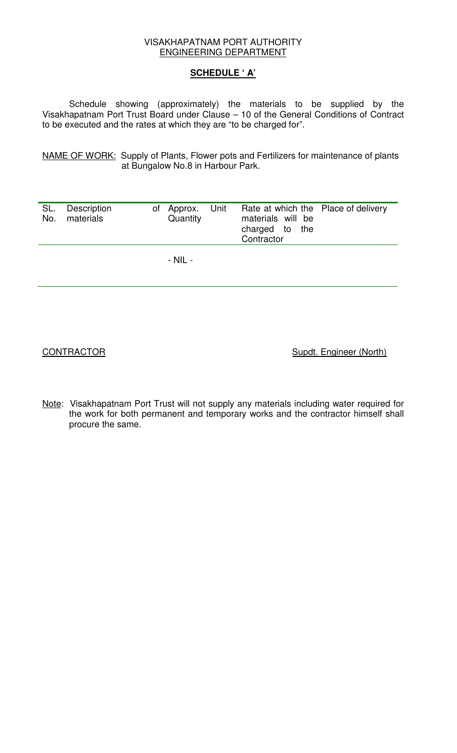VISAKHAPATNAM PORT AUTHORITY

ENGINEERING DEPARTMENT

## SCHEDULE ' A'

Schedule showing (approximately) the materials to be supplied by the Visakhapatnam Port Trust Board under Clause – 10 of the General Conditions of Contract to be executed and the rates at which they are "to be charged for".

NAME OF WORK: Supply of Plants, Flower pots and Fertilizers for maintenance of plants at Bungalow No.8 in Harbour Park.

| SL. No. | Description of materials | Approx. Quantity | Unit | Rate at which the materials will be charged to the Contractor | Place of delivery |
|---|---|---|---|---|---|
| | | - NIL - | | | |

CONTRACTOR

Supdt. Engineer (North)

Note: Visakhapatnam Port Trust will not supply any materials including water required for the work for both permanent and temporary works and the contractor himself shall procure the same.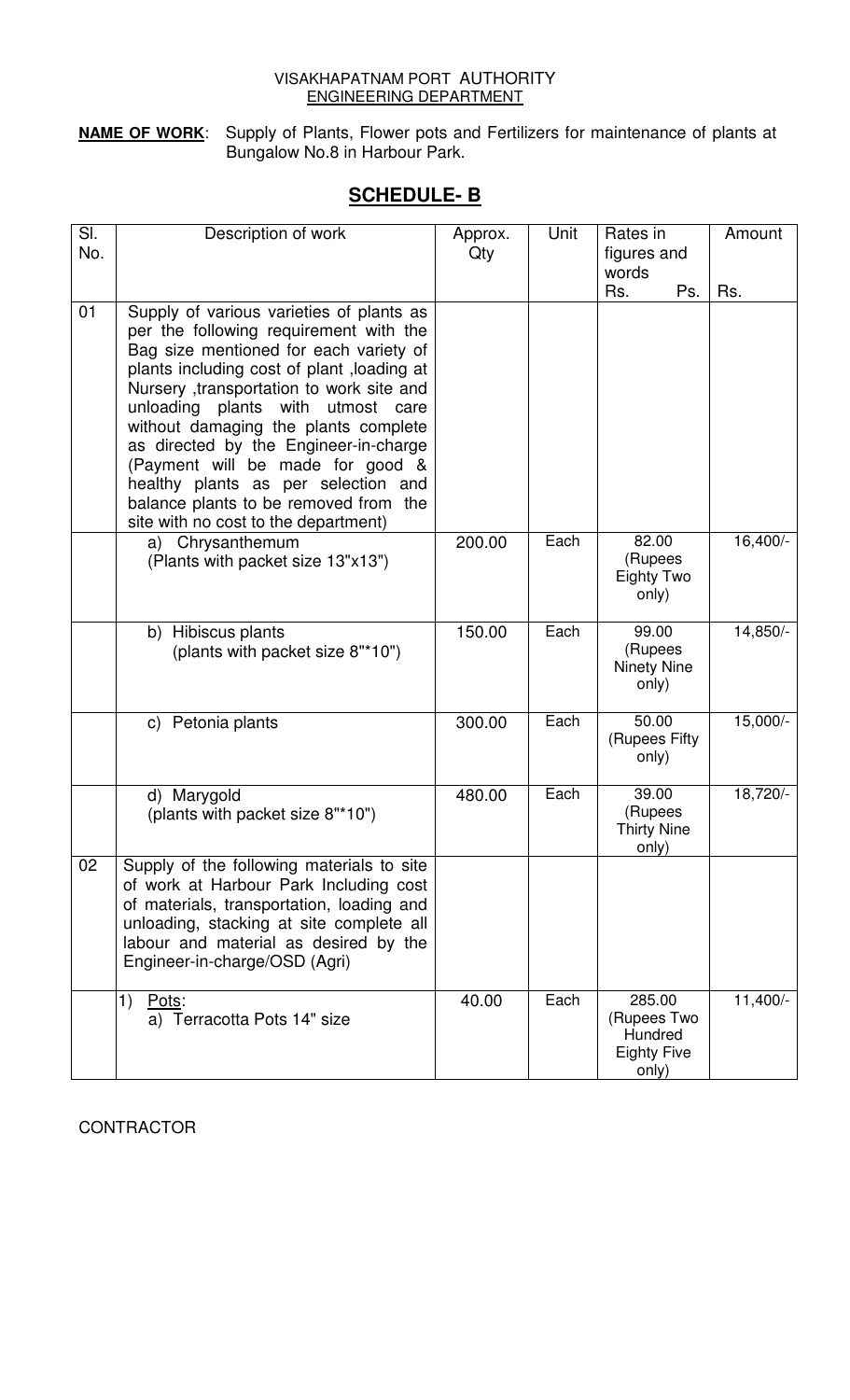VISAKHAPATNAM PORT AUTHORITY
ENGINEERING DEPARTMENT

**NAME OF WORK**: Supply of Plants, Flower pots and Fertilizers for maintenance of plants at Bungalow No.8 in Harbour Park.

## SCHEDULE- B

| Sl. No. | Description of work | Approx. Qty | Unit | Rates in figures and words Rs. Ps. | Amount Rs. |
|---|---|---|---|---|---|
| 01 | Supply of various varieties of plants as per the following requirement with the Bag size mentioned for each variety of plants including cost of plant ,loading at Nursery ,transportation to work site and unloading plants with utmost care without damaging the plants complete as directed by the Engineer-in-charge (Payment will be made for good & healthy plants as per selection and balance plants to be removed from the site with no cost to the department) | | | | |
| | a) Chrysanthemum (Plants with packet size 13"x13") | 200.00 | Each | 82.00 (Rupees Eighty Two only) | 16,400/- |
| | b) Hibiscus plants (plants with packet size 8"*10") | 150.00 | Each | 99.00 (Rupees Ninety Nine only) | 14,850/- |
| | c) Petonia plants | 300.00 | Each | 50.00 (Rupees Fifty only) | 15,000/- |
| | d) Marygold (plants with packet size 8"*10") | 480.00 | Each | 39.00 (Rupees Thirty Nine only) | 18,720/- |
| 02 | Supply of the following materials to site of work at Harbour Park Including cost of materials, transportation, loading and unloading, stacking at site complete all labour and material as desired by the Engineer-in-charge/OSD (Agri) | | | | |
| | 1) Pots: a) Terracotta Pots 14" size | 40.00 | Each | 285.00 (Rupees Two Hundred Eighty Five only) | 11,400/- |

CONTRACTOR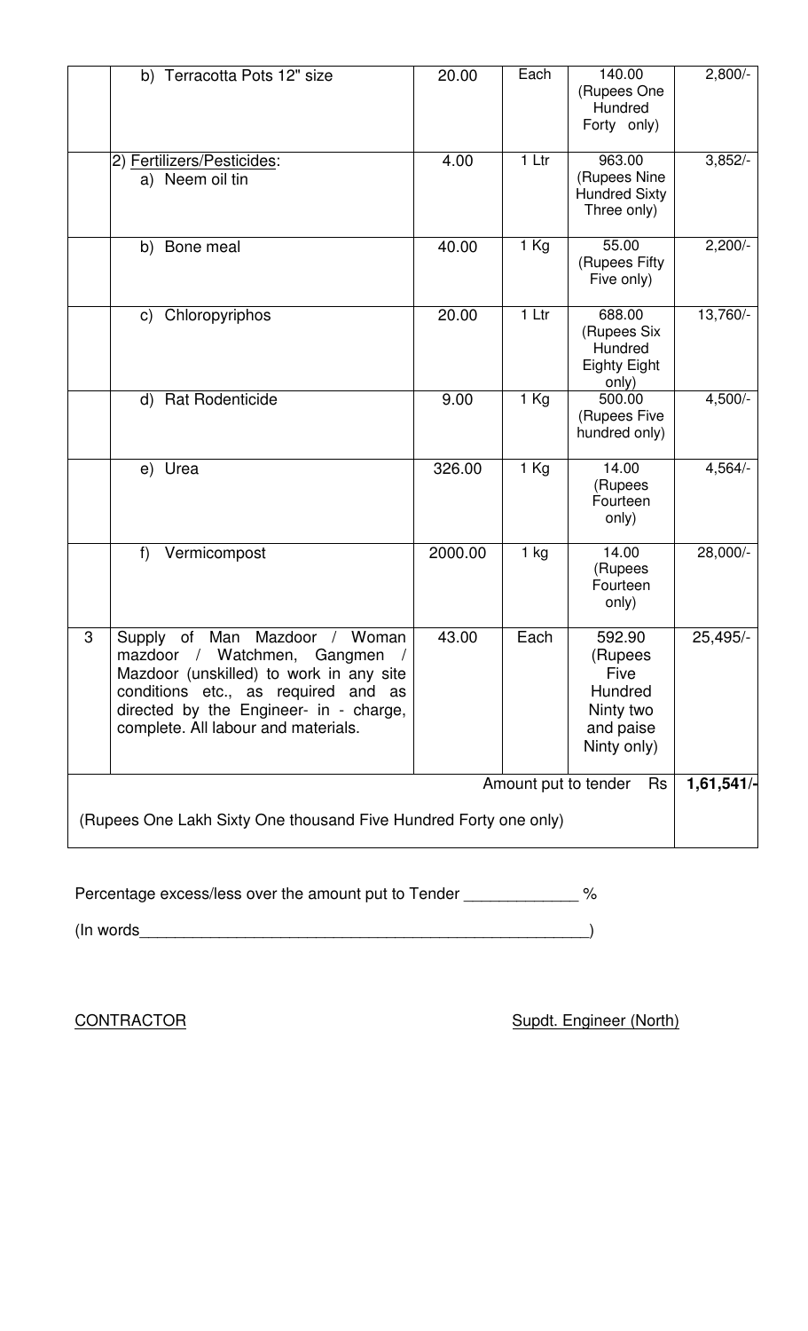| | b) Terracotta Pots 12" size | 20.00 | Each | 140.00 (Rupees One Hundred Forty only) | 2,800/- |
|---|---|---|---|---|---|
| | 2) Fertilizers/Pesticides: a) Neem oil tin | 4.00 | 1 Ltr | 963.00 (Rupees Nine Hundred Sixty Three only) | 3,852/- |
| | b) Bone meal | 40.00 | 1 Kg | 55.00 (Rupees Fifty Five only) | 2,200/- |
| | c) Chloropyriphos | 20.00 | 1 Ltr | 688.00 (Rupees Six Hundred Eighty Eight only) | 13,760/- |
| | d) Rat Rodenticide | 9.00 | 1 Kg | 500.00 (Rupees Five hundred only) | 4,500/- |
| | e) Urea | 326.00 | 1 Kg | 14.00 (Rupees Fourteen only) | 4,564/- |
| | f) Vermicompost | 2000.00 | 1 kg | 14.00 (Rupees Fourteen only) | 28,000/- |
| 3 | Supply of Man Mazdoor / Woman mazdoor / Watchmen, Gangmen / Mazdoor (unskilled) to work in any site conditions etc., as required and as directed by the Engineer- in - charge, complete. All labour and materials. | 43.00 | Each | 592.90 (Rupees Five Hundred Ninty two and paise Ninty only) | 25,495/- |
| | | | | Amount put to tender Rs | **1,61,541/-** |
| | (Rupees One Lakh Sixty One thousand Five Hundred Forty one only) | | | | |

Percentage excess/less over the amount put to Tender ____________ %

(In words__________________________________________________)

CONTRACTOR

Supdt. Engineer (North)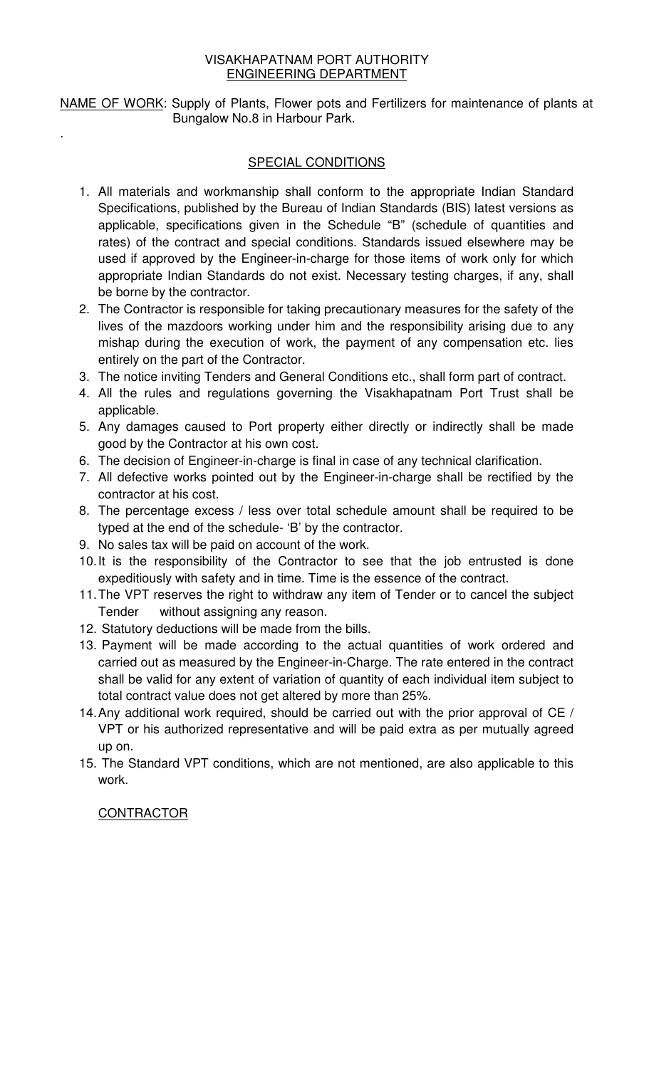VISAKHAPATNAM PORT AUTHORITY
ENGINEERING DEPARTMENT

NAME OF WORK: Supply of Plants, Flower pots and Fertilizers for maintenance of plants at Bungalow No.8 in Harbour Park.

.

## SPECIAL CONDITIONS

1. All materials and workmanship shall conform to the appropriate Indian Standard Specifications, published by the Bureau of Indian Standards (BIS) latest versions as applicable, specifications given in the Schedule "B" (schedule of quantities and rates) of the contract and special conditions. Standards issued elsewhere may be used if approved by the Engineer-in-charge for those items of work only for which appropriate Indian Standards do not exist. Necessary testing charges, if any, shall be borne by the contractor.
2. The Contractor is responsible for taking precautionary measures for the safety of the lives of the mazdoors working under him and the responsibility arising due to any mishap during the execution of work, the payment of any compensation etc. lies entirely on the part of the Contractor.
3. The notice inviting Tenders and General Conditions etc., shall form part of contract.
4. All the rules and regulations governing the Visakhapatnam Port Trust shall be applicable.
5. Any damages caused to Port property either directly or indirectly shall be made good by the Contractor at his own cost.
6. The decision of Engineer-in-charge is final in case of any technical clarification.
7. All defective works pointed out by the Engineer-in-charge shall be rectified by the contractor at his cost.
8. The percentage excess / less over total schedule amount shall be required to be typed at the end of the schedule- 'B' by the contractor.
9. No sales tax will be paid on account of the work.
10. It is the responsibility of the Contractor to see that the job entrusted is done expeditiously with safety and in time. Time is the essence of the contract.
11. The VPT reserves the right to withdraw any item of Tender or to cancel the subject Tender without assigning any reason.
12. Statutory deductions will be made from the bills.
13. Payment will be made according to the actual quantities of work ordered and carried out as measured by the Engineer-in-Charge. The rate entered in the contract shall be valid for any extent of variation of quantity of each individual item subject to total contract value does not get altered by more than 25%.
14. Any additional work required, should be carried out with the prior approval of CE / VPT or his authorized representative and will be paid extra as per mutually agreed up on.
15. The Standard VPT conditions, which are not mentioned, are also applicable to this work.

CONTRACTOR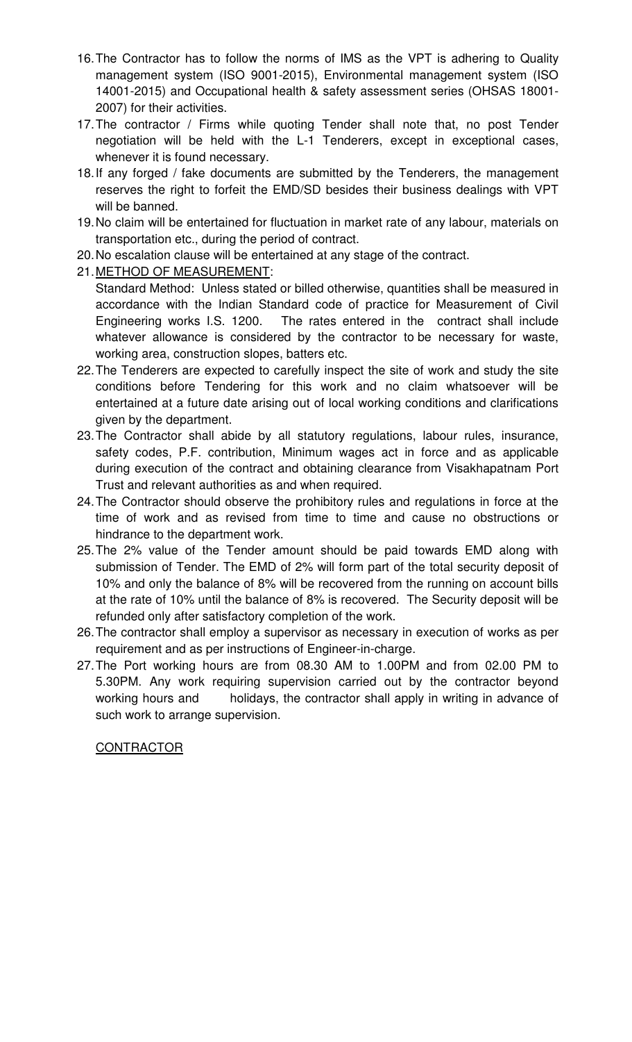16. The Contractor has to follow the norms of IMS as the VPT is adhering to Quality management system (ISO 9001-2015), Environmental management system (ISO 14001-2015) and Occupational health & safety assessment series (OHSAS 18001-2007) for their activities.
17. The contractor / Firms while quoting Tender shall note that, no post Tender negotiation will be held with the L-1 Tenderers, except in exceptional cases, whenever it is found necessary.
18. If any forged / fake documents are submitted by the Tenderers, the management reserves the right to forfeit the EMD/SD besides their business dealings with VPT will be banned.
19. No claim will be entertained for fluctuation in market rate of any labour, materials on transportation etc., during the period of contract.
20. No escalation clause will be entertained at any stage of the contract.
21. <u>METHOD OF MEASUREMENT</u>:

    Standard Method: Unless stated or billed otherwise, quantities shall be measured in accordance with the Indian Standard code of practice for Measurement of Civil Engineering works I.S. 1200. The rates entered in the contract shall include whatever allowance is considered by the contractor to be necessary for waste, working area, construction slopes, batters etc.
22. The Tenderers are expected to carefully inspect the site of work and study the site conditions before Tendering for this work and no claim whatsoever will be entertained at a future date arising out of local working conditions and clarifications given by the department.
23. The Contractor shall abide by all statutory regulations, labour rules, insurance, safety codes, P.F. contribution, Minimum wages act in force and as applicable during execution of the contract and obtaining clearance from Visakhapatnam Port Trust and relevant authorities as and when required.
24. The Contractor should observe the prohibitory rules and regulations in force at the time of work and as revised from time to time and cause no obstructions or hindrance to the department work.
25. The 2% value of the Tender amount should be paid towards EMD along with submission of Tender. The EMD of 2% will form part of the total security deposit of 10% and only the balance of 8% will be recovered from the running on account bills at the rate of 10% until the balance of 8% is recovered. The Security deposit will be refunded only after satisfactory completion of the work.
26. The contractor shall employ a supervisor as necessary in execution of works as per requirement and as per instructions of Engineer-in-charge.
27. The Port working hours are from 08.30 AM to 1.00PM and from 02.00 PM to 5.30PM. Any work requiring supervision carried out by the contractor beyond working hours and holidays, the contractor shall apply in writing in advance of such work to arrange supervision.

<u>CONTRACTOR</u>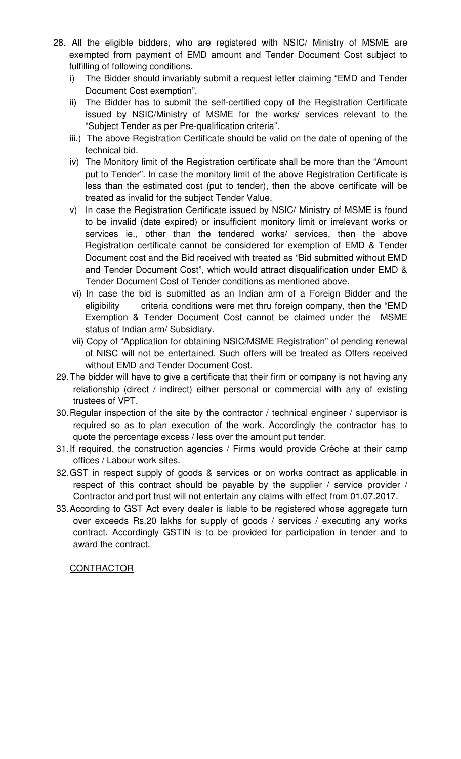28. All the eligible bidders, who are registered with NSIC/ Ministry of MSME are exempted from payment of EMD amount and Tender Document Cost subject to fulfilling of following conditions.
    i) The Bidder should invariably submit a request letter claiming "EMD and Tender Document Cost exemption".
    ii) The Bidder has to submit the self-certified copy of the Registration Certificate issued by NSIC/Ministry of MSME for the works/ services relevant to the "Subject Tender as per Pre-qualification criteria".
    iii.) The above Registration Certificate should be valid on the date of opening of the technical bid.
    iv) The Monitory limit of the Registration certificate shall be more than the "Amount put to Tender". In case the monitory limit of the above Registration Certificate is less than the estimated cost (put to tender), then the above certificate will be treated as invalid for the subject Tender Value.
    v) In case the Registration Certificate issued by NSIC/ Ministry of MSME is found to be invalid (date expired) or insufficient monitory limit or irrelevant works or services ie., other than the tendered works/ services, then the above Registration certificate cannot be considered for exemption of EMD & Tender Document cost and the Bid received with treated as "Bid submitted without EMD and Tender Document Cost", which would attract disqualification under EMD & Tender Document Cost of Tender conditions as mentioned above.
    vi) In case the bid is submitted as an Indian arm of a Foreign Bidder and the eligibility criteria conditions were met thru foreign company, then the "EMD Exemption & Tender Document Cost cannot be claimed under the MSME status of Indian arm/ Subsidiary.
    vii) Copy of "Application for obtaining NSIC/MSME Registration" of pending renewal of NISC will not be entertained. Such offers will be treated as Offers received without EMD and Tender Document Cost.
29. The bidder will have to give a certificate that their firm or company is not having any relationship (direct / indirect) either personal or commercial with any of existing trustees of VPT.
30. Regular inspection of the site by the contractor / technical engineer / supervisor is required so as to plan execution of the work. Accordingly the contractor has to quote the percentage excess / less over the amount put tender.
31. If required, the construction agencies / Firms would provide Crèche at their camp offices / Labour work sites.
32. GST in respect supply of goods & services or on works contract as applicable in respect of this contract should be payable by the supplier / service provider / Contractor and port trust will not entertain any claims with effect from 01.07.2017.
33. According to GST Act every dealer is liable to be registered whose aggregate turn over exceeds Rs.20 lakhs for supply of goods / services / executing any works contract. Accordingly GSTIN is to be provided for participation in tender and to award the contract.

<u>CONTRACTOR</u>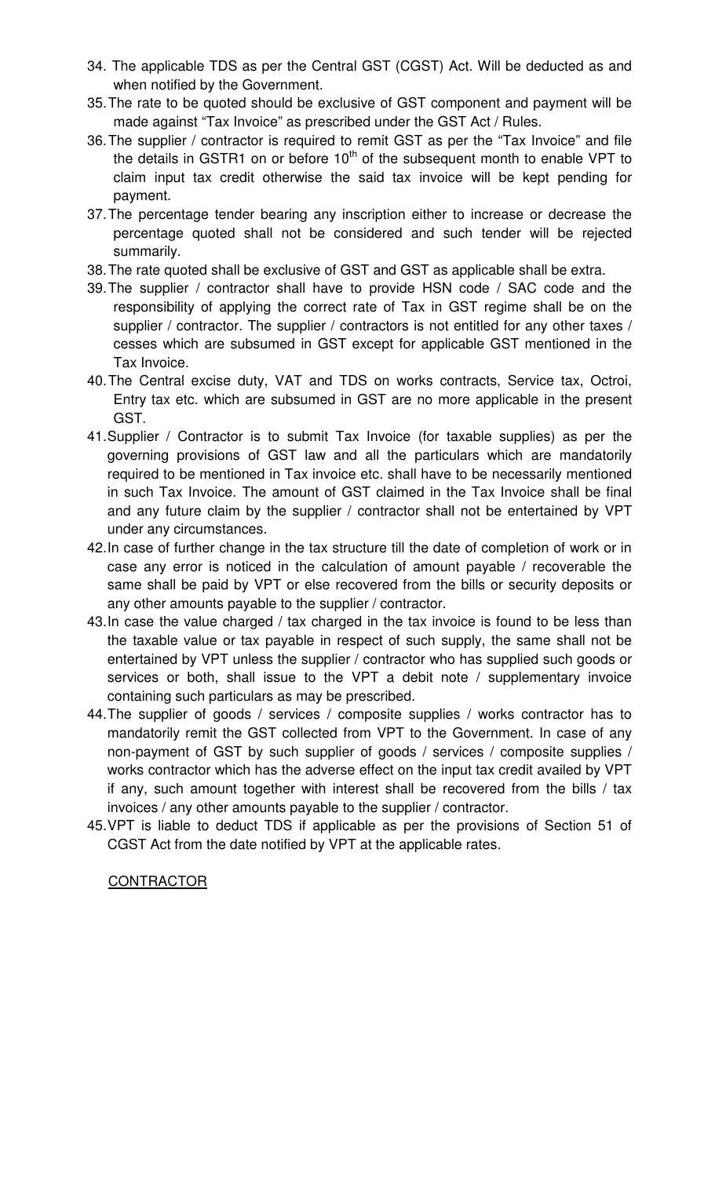34. The applicable TDS as per the Central GST (CGST) Act. Will be deducted as and when notified by the Government.
35. The rate to be quoted should be exclusive of GST component and payment will be made against "Tax Invoice" as prescribed under the GST Act / Rules.
36. The supplier / contractor is required to remit GST as per the "Tax Invoice" and file the details in GSTR1 on or before 10th of the subsequent month to enable VPT to claim input tax credit otherwise the said tax invoice will be kept pending for payment.
37. The percentage tender bearing any inscription either to increase or decrease the percentage quoted shall not be considered and such tender will be rejected summarily.
38. The rate quoted shall be exclusive of GST and GST as applicable shall be extra.
39. The supplier / contractor shall have to provide HSN code / SAC code and the responsibility of applying the correct rate of Tax in GST regime shall be on the supplier / contractor. The supplier / contractors is not entitled for any other taxes / cesses which are subsumed in GST except for applicable GST mentioned in the Tax Invoice.
40. The Central excise duty, VAT and TDS on works contracts, Service tax, Octroi, Entry tax etc. which are subsumed in GST are no more applicable in the present GST.
41. Supplier / Contractor is to submit Tax Invoice (for taxable supplies) as per the governing provisions of GST law and all the particulars which are mandatorily required to be mentioned in Tax invoice etc. shall have to be necessarily mentioned in such Tax Invoice. The amount of GST claimed in the Tax Invoice shall be final and any future claim by the supplier / contractor shall not be entertained by VPT under any circumstances.
42. In case of further change in the tax structure till the date of completion of work or in case any error is noticed in the calculation of amount payable / recoverable the same shall be paid by VPT or else recovered from the bills or security deposits or any other amounts payable to the supplier / contractor.
43. In case the value charged / tax charged in the tax invoice is found to be less than the taxable value or tax payable in respect of such supply, the same shall not be entertained by VPT unless the supplier / contractor who has supplied such goods or services or both, shall issue to the VPT a debit note / supplementary invoice containing such particulars as may be prescribed.
44. The supplier of goods / services / composite supplies / works contractor has to mandatorily remit the GST collected from VPT to the Government. In case of any non-payment of GST by such supplier of goods / services / composite supplies / works contractor which has the adverse effect on the input tax credit availed by VPT if any, such amount together with interest shall be recovered from the bills / tax invoices / any other amounts payable to the supplier / contractor.
45. VPT is liable to deduct TDS if applicable as per the provisions of Section 51 of CGST Act from the date notified by VPT at the applicable rates.

CONTRACTOR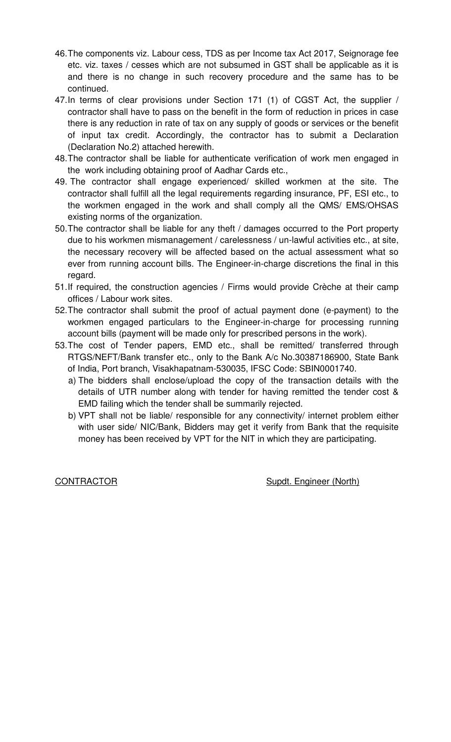46. The components viz. Labour cess, TDS as per Income tax Act 2017, Seignorage fee etc. viz. taxes / cesses which are not subsumed in GST shall be applicable as it is and there is no change in such recovery procedure and the same has to be continued.
47. In terms of clear provisions under Section 171 (1) of CGST Act, the supplier / contractor shall have to pass on the benefit in the form of reduction in prices in case there is any reduction in rate of tax on any supply of goods or services or the benefit of input tax credit. Accordingly, the contractor has to submit a Declaration (Declaration No.2) attached herewith.
48. The contractor shall be liable for authenticate verification of work men engaged in the work including obtaining proof of Aadhar Cards etc.,
49. The contractor shall engage experienced/ skilled workmen at the site. The contractor shall fulfill all the legal requirements regarding insurance, PF, ESI etc., to the workmen engaged in the work and shall comply all the QMS/ EMS/OHSAS existing norms of the organization.
50. The contractor shall be liable for any theft / damages occurred to the Port property due to his workmen mismanagement / carelessness / un-lawful activities etc., at site, the necessary recovery will be affected based on the actual assessment what so ever from running account bills. The Engineer-in-charge discretions the final in this regard.
51. If required, the construction agencies / Firms would provide Crèche at their camp offices / Labour work sites.
52. The contractor shall submit the proof of actual payment done (e-payment) to the workmen engaged particulars to the Engineer-in-charge for processing running account bills (payment will be made only for prescribed persons in the work).
53. The cost of Tender papers, EMD etc., shall be remitted/ transferred through RTGS/NEFT/Bank transfer etc., only to the Bank A/c No.30387186900, State Bank of India, Port branch, Visakhapatnam-530035, IFSC Code: SBIN0001740.
    a) The bidders shall enclose/upload the copy of the transaction details with the details of UTR number along with tender for having remitted the tender cost & EMD failing which the tender shall be summarily rejected.
    b) VPT shall not be liable/ responsible for any connectivity/ internet problem either with user side/ NIC/Bank, Bidders may get it verify from Bank that the requisite money has been received by VPT for the NIT in which they are participating.

<u>CONTRACTOR</u>                                        <u>Supdt. Engineer (North)</u>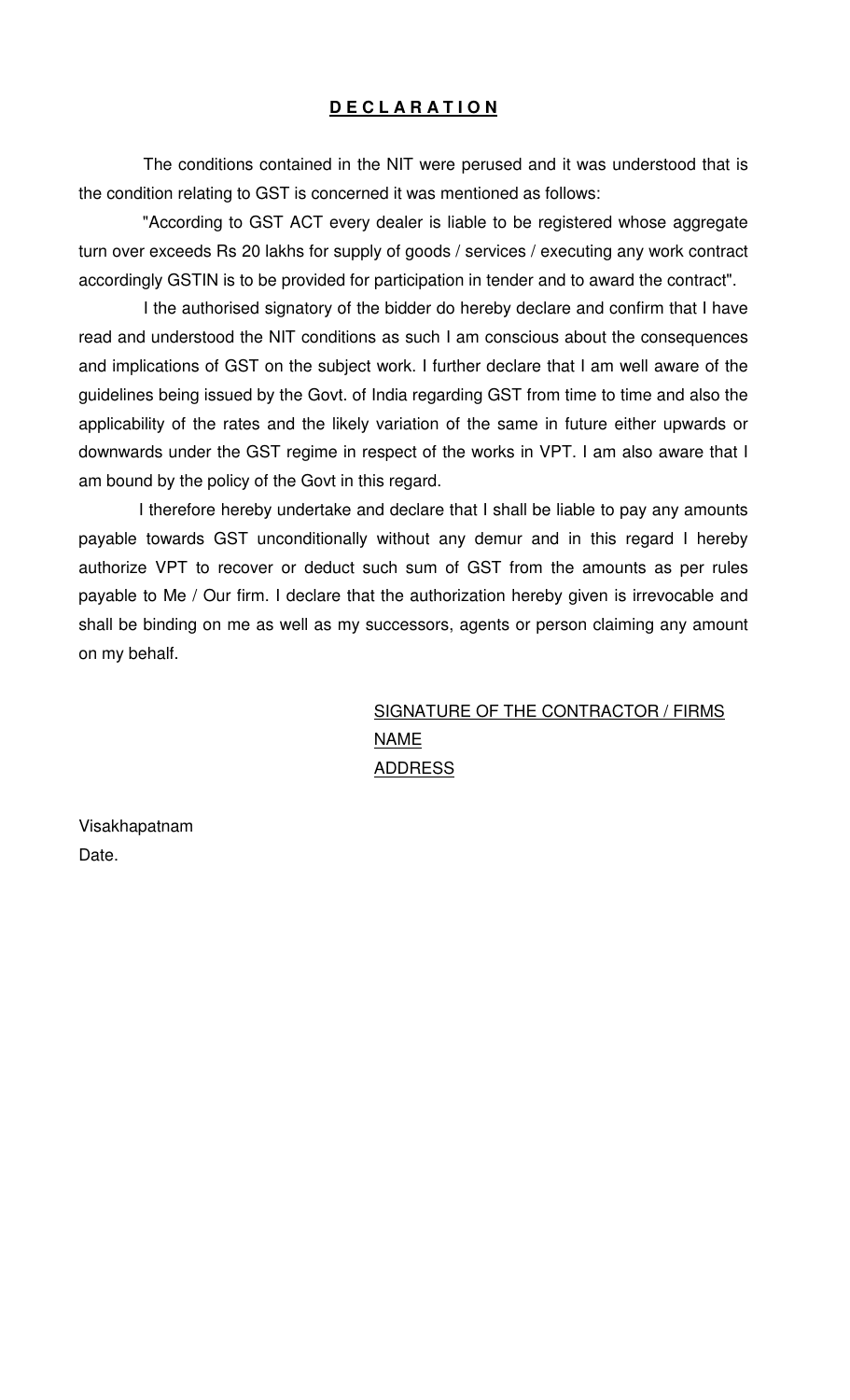# **DECLARATION**

The conditions contained in the NIT were perused and it was understood that is the condition relating to GST is concerned it was mentioned as follows:

"According to GST ACT every dealer is liable to be registered whose aggregate turn over exceeds Rs 20 lakhs for supply of goods / services / executing any work contract accordingly GSTIN is to be provided for participation in tender and to award the contract".

I the authorised signatory of the bidder do hereby declare and confirm that I have read and understood the NIT conditions as such I am conscious about the consequences and implications of GST on the subject work. I further declare that I am well aware of the guidelines being issued by the Govt. of India regarding GST from time to time and also the applicability of the rates and the likely variation of the same in future either upwards or downwards under the GST regime in respect of the works in VPT. I am also aware that I am bound by the policy of the Govt in this regard.

I therefore hereby undertake and declare that I shall be liable to pay any amounts payable towards GST unconditionally without any demur and in this regard I hereby authorize VPT to recover or deduct such sum of GST from the amounts as per rules payable to Me / Our firm. I declare that the authorization hereby given is irrevocable and shall be binding on me as well as my successors, agents or person claiming any amount on my behalf.

SIGNATURE OF THE CONTRACTOR / FIRMS
NAME
ADDRESS

Visakhapatnam
Date.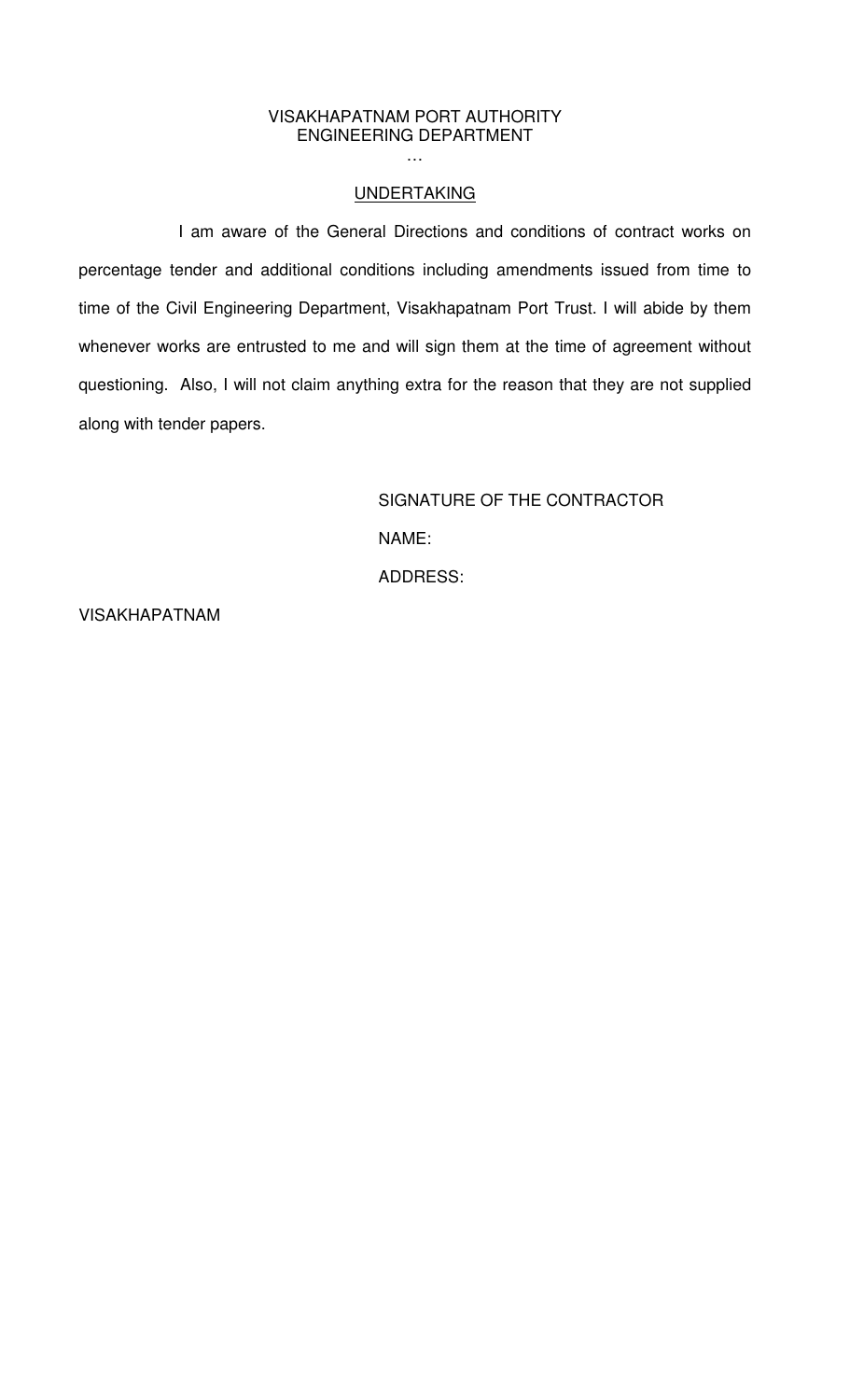VISAKHAPATNAM PORT AUTHORITY
ENGINEERING DEPARTMENT

…

## UNDERTAKING

I am aware of the General Directions and conditions of contract works on percentage tender and additional conditions including amendments issued from time to time of the Civil Engineering Department, Visakhapatnam Port Trust. I will abide by them whenever works are entrusted to me and will sign them at the time of agreement without questioning. Also, I will not claim anything extra for the reason that they are not supplied along with tender papers.

SIGNATURE OF THE CONTRACTOR

NAME:

ADDRESS:

VISAKHAPATNAM